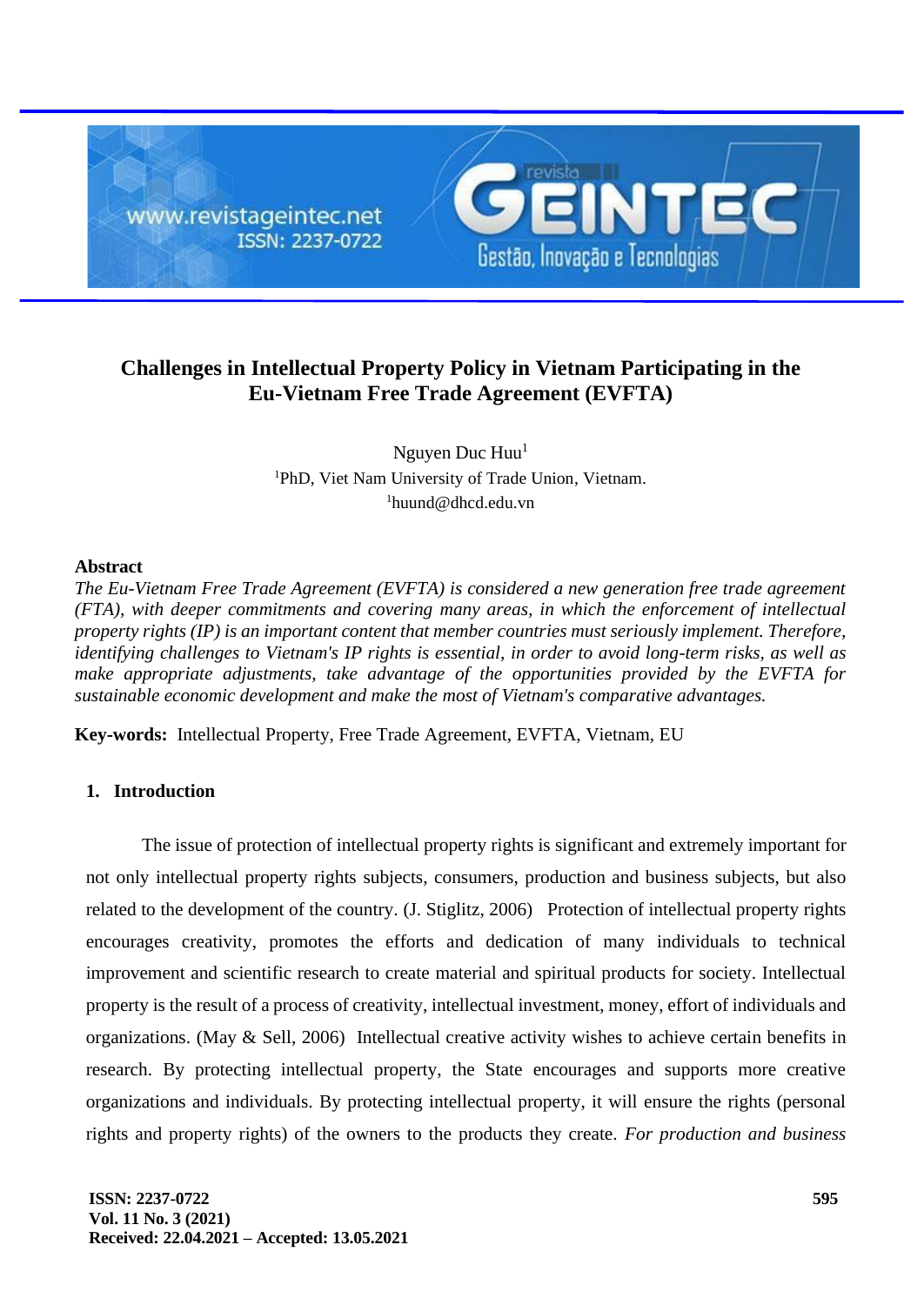# Challenges in Intellectual Property Policy in Vietnam Participating in the Eu-Vietnam Free Trade Agreement (EVFTA)

Nguyen Duc Huu[1]

[1]PhD, Viet Nam University of Trade Union, Vietnam.

[1]huund@dhcd.edu.vn

## Abstract

*The Eu-Vietnam Free Trade Agreement (EVFTA) is considered a new generation free trade agreement (FTA), with deeper commitments and covering many areas, in which the enforcement of intellectual property rights (IP) is an important content that member countries must seriously implement. Therefore, identifying challenges to Vietnam's IP rights is essential, in order to avoid long-term risks, as well as make appropriate adjustments, take advantage of the opportunities provided by the EVFTA for sustainable economic development and make the most of Vietnam's comparative advantages.*

**Key-words:** Intellectual Property, Free Trade Agreement, EVFTA, Vietnam, EU

## 1. Introduction

The issue of protection of intellectual property rights is significant and extremely important for not only intellectual property rights subjects, consumers, production and business subjects, but also related to the development of the country. (J. Stiglitz, 2006) Protection of intellectual property rights encourages creativity, promotes the efforts and dedication of many individuals to technical improvement and scientific research to create material and spiritual products for society. Intellectual property is the result of a process of creativity, intellectual investment, money, effort of individuals and organizations. (May & Sell, 2006) Intellectual creative activity wishes to achieve certain benefits in research. By protecting intellectual property, the State encourages and supports more creative organizations and individuals. By protecting intellectual property, it will ensure the rights (personal rights and property rights) of the owners to the products they create. *For production and business*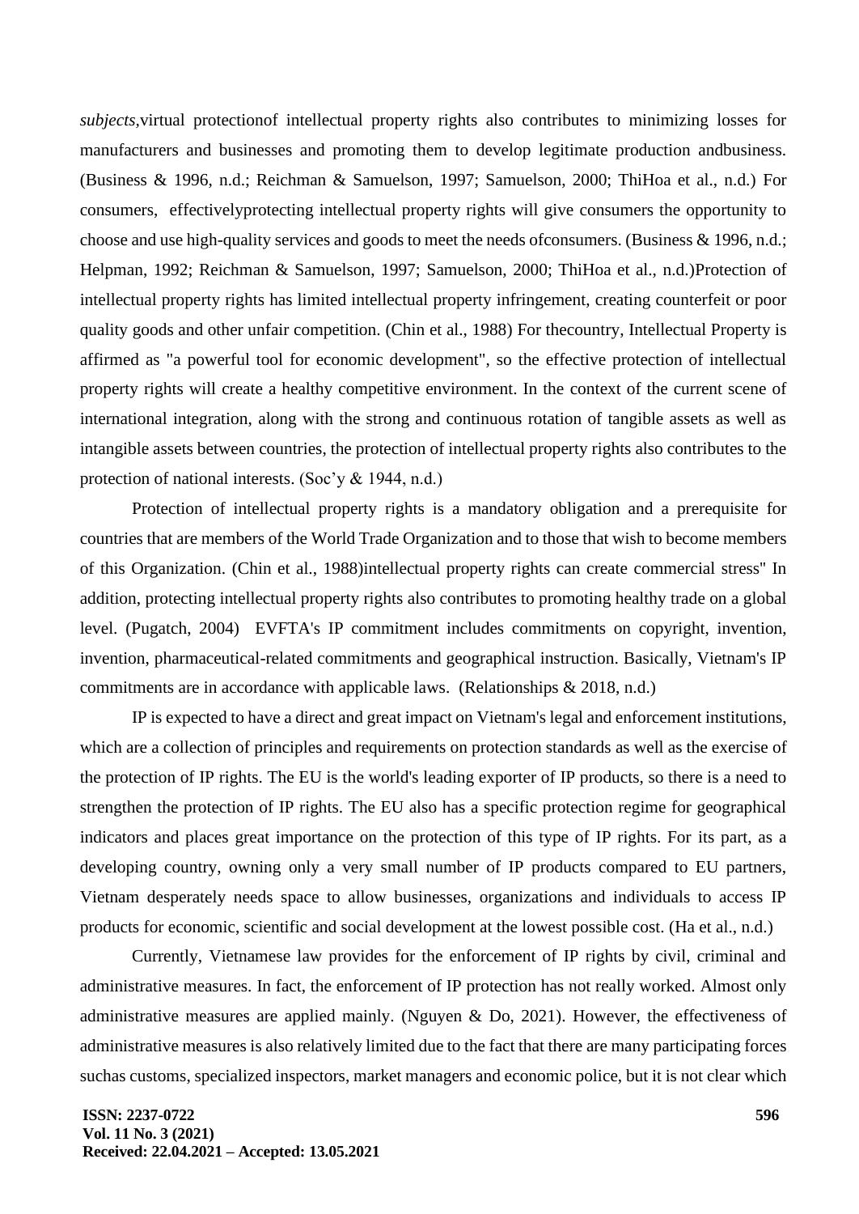*subjects*,virtual protectionof intellectual property rights also contributes to minimizing losses for manufacturers and businesses and promoting them to develop legitimate production andbusiness. (Business & 1996, n.d.; Reichman & Samuelson, 1997; Samuelson, 2000; ThiHoa et al., n.d.) For consumers, effectivelyprotecting intellectual property rights will give consumers the opportunity to choose and use high-quality services and goods to meet the needs ofconsumers. (Business & 1996, n.d.; Helpman, 1992; Reichman & Samuelson, 1997; Samuelson, 2000; ThiHoa et al., n.d.)Protection of intellectual property rights has limited intellectual property infringement, creating counterfeit or poor quality goods and other unfair competition. (Chin et al., 1988) For thecountry, Intellectual Property is affirmed as "a powerful tool for economic development", so the effective protection of intellectual property rights will create a healthy competitive environment. In the context of the current scene of international integration, along with the strong and continuous rotation of tangible assets as well as intangible assets between countries, the protection of intellectual property rights also contributes to the protection of national interests. (Soc'y & 1944, n.d.)

Protection of intellectual property rights is a mandatory obligation and a prerequisite for countries that are members of the World Trade Organization and to those that wish to become members of this Organization. (Chin et al., 1988)intellectual property rights can create commercial stress" In addition, protecting intellectual property rights also contributes to promoting healthy trade on a global level. (Pugatch, 2004) EVFTA's IP commitment includes commitments on copyright, invention, invention, pharmaceutical-related commitments and geographical instruction. Basically, Vietnam's IP commitments are in accordance with applicable laws. (Relationships & 2018, n.d.)

IP is expected to have a direct and great impact on Vietnam's legal and enforcement institutions, which are a collection of principles and requirements on protection standards as well as the exercise of the protection of IP rights. The EU is the world's leading exporter of IP products, so there is a need to strengthen the protection of IP rights. The EU also has a specific protection regime for geographical indicators and places great importance on the protection of this type of IP rights. For its part, as a developing country, owning only a very small number of IP products compared to EU partners, Vietnam desperately needs space to allow businesses, organizations and individuals to access IP products for economic, scientific and social development at the lowest possible cost. (Ha et al., n.d.)

Currently, Vietnamese law provides for the enforcement of IP rights by civil, criminal and administrative measures. In fact, the enforcement of IP protection has not really worked. Almost only administrative measures are applied mainly. (Nguyen & Do, 2021). However, the effectiveness of administrative measures is also relatively limited due to the fact that there are many participating forces suchas customs, specialized inspectors, market managers and economic police, but it is not clear which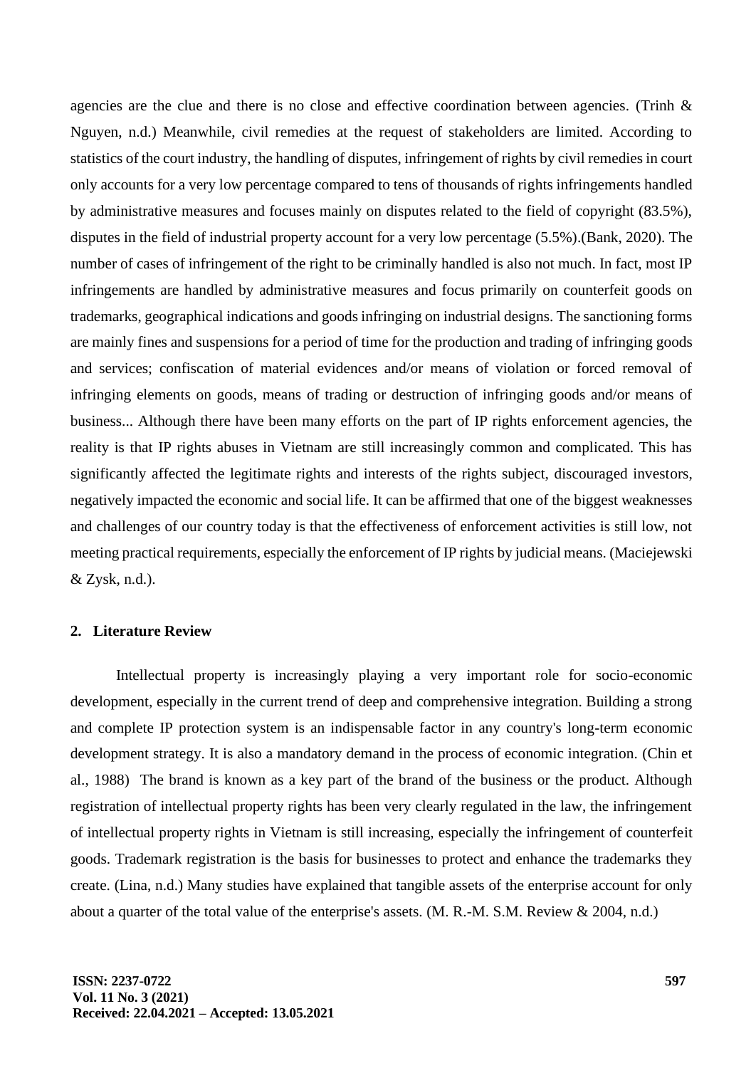agencies are the clue and there is no close and effective coordination between agencies. (Trinh & Nguyen, n.d.) Meanwhile, civil remedies at the request of stakeholders are limited. According to statistics of the court industry, the handling of disputes, infringement of rights by civil remedies in court only accounts for a very low percentage compared to tens of thousands of rights infringements handled by administrative measures and focuses mainly on disputes related to the field of copyright (83.5%), disputes in the field of industrial property account for a very low percentage (5.5%).(Bank, 2020). The number of cases of infringement of the right to be criminally handled is also not much. In fact, most IP infringements are handled by administrative measures and focus primarily on counterfeit goods on trademarks, geographical indications and goods infringing on industrial designs. The sanctioning forms are mainly fines and suspensions for a period of time for the production and trading of infringing goods and services; confiscation of material evidences and/or means of violation or forced removal of infringing elements on goods, means of trading or destruction of infringing goods and/or means of business... Although there have been many efforts on the part of IP rights enforcement agencies, the reality is that IP rights abuses in Vietnam are still increasingly common and complicated. This has significantly affected the legitimate rights and interests of the rights subject, discouraged investors, negatively impacted the economic and social life. It can be affirmed that one of the biggest weaknesses and challenges of our country today is that the effectiveness of enforcement activities is still low, not meeting practical requirements, especially the enforcement of IP rights by judicial means. (Maciejewski & Zysk, n.d.).

## 2. Literature Review

Intellectual property is increasingly playing a very important role for socio-economic development, especially in the current trend of deep and comprehensive integration. Building a strong and complete IP protection system is an indispensable factor in any country's long-term economic development strategy. It is also a mandatory demand in the process of economic integration. (Chin et al., 1988) The brand is known as a key part of the brand of the business or the product. Although registration of intellectual property rights has been very clearly regulated in the law, the infringement of intellectual property rights in Vietnam is still increasing, especially the infringement of counterfeit goods. Trademark registration is the basis for businesses to protect and enhance the trademarks they create. (Lina, n.d.) Many studies have explained that tangible assets of the enterprise account for only about a quarter of the total value of the enterprise's assets. (M. R.-M. S.M. Review & 2004, n.d.)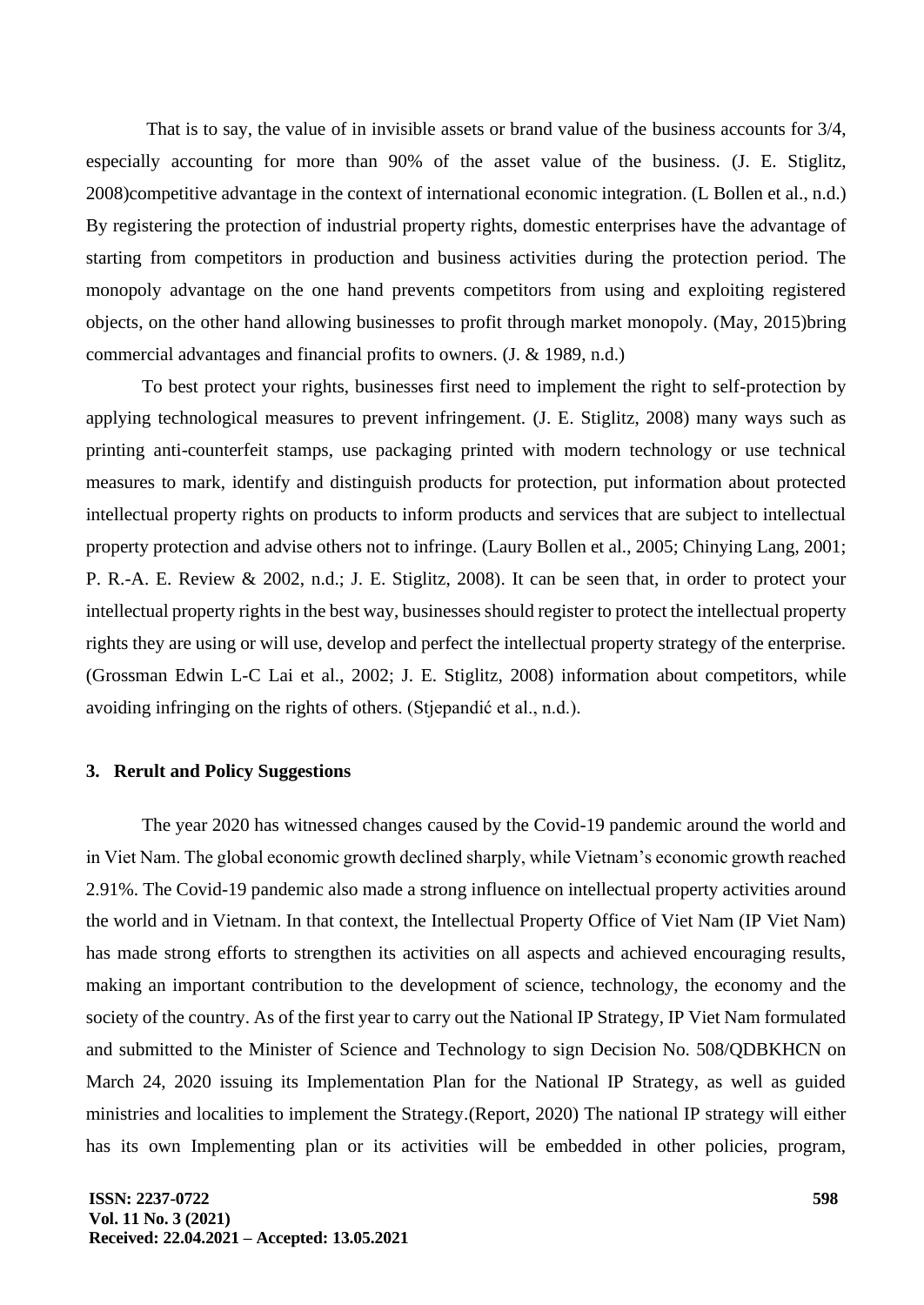That is to say, the value of in invisible assets or brand value of the business accounts for 3/4, especially accounting for more than 90% of the asset value of the business. (J. E. Stiglitz, 2008)competitive advantage in the context of international economic integration. (L Bollen et al., n.d.) By registering the protection of industrial property rights, domestic enterprises have the advantage of starting from competitors in production and business activities during the protection period. The monopoly advantage on the one hand prevents competitors from using and exploiting registered objects, on the other hand allowing businesses to profit through market monopoly. (May, 2015)bring commercial advantages and financial profits to owners. (J. & 1989, n.d.)

To best protect your rights, businesses first need to implement the right to self-protection by applying technological measures to prevent infringement. (J. E. Stiglitz, 2008) many ways such as printing anti-counterfeit stamps, use packaging printed with modern technology or use technical measures to mark, identify and distinguish products for protection, put information about protected intellectual property rights on products to inform products and services that are subject to intellectual property protection and advise others not to infringe. (Laury Bollen et al., 2005; Chinying Lang, 2001; P. R.-A. E. Review & 2002, n.d.; J. E. Stiglitz, 2008). It can be seen that, in order to protect your intellectual property rights in the best way, businesses should register to protect the intellectual property rights they are using or will use, develop and perfect the intellectual property strategy of the enterprise. (Grossman Edwin L-C Lai et al., 2002; J. E. Stiglitz, 2008) information about competitors, while avoiding infringing on the rights of others. (Stjepandić et al., n.d.).

## 3. Rerult and Policy Suggestions

The year 2020 has witnessed changes caused by the Covid-19 pandemic around the world and in Viet Nam. The global economic growth declined sharply, while Vietnam's economic growth reached 2.91%. The Covid-19 pandemic also made a strong influence on intellectual property activities around the world and in Vietnam. In that context, the Intellectual Property Office of Viet Nam (IP Viet Nam) has made strong efforts to strengthen its activities on all aspects and achieved encouraging results, making an important contribution to the development of science, technology, the economy and the society of the country. As of the first year to carry out the National IP Strategy, IP Viet Nam formulated and submitted to the Minister of Science and Technology to sign Decision No. 508/QDBKHCN on March 24, 2020 issuing its Implementation Plan for the National IP Strategy, as well as guided ministries and localities to implement the Strategy.(Report, 2020) The national IP strategy will either has its own Implementing plan or its activities will be embedded in other policies, program,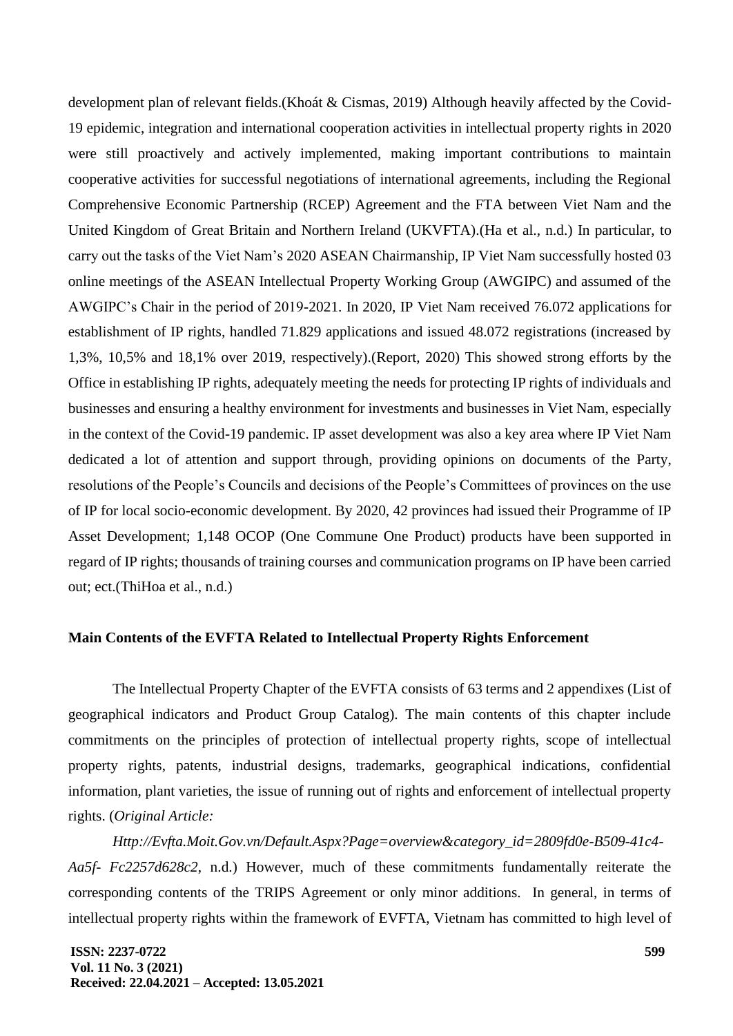development plan of relevant fields.(Khoát & Cismas, 2019) Although heavily affected by the Covid-19 epidemic, integration and international cooperation activities in intellectual property rights in 2020 were still proactively and actively implemented, making important contributions to maintain cooperative activities for successful negotiations of international agreements, including the Regional Comprehensive Economic Partnership (RCEP) Agreement and the FTA between Viet Nam and the United Kingdom of Great Britain and Northern Ireland (UKVFTA).(Ha et al., n.d.) In particular, to carry out the tasks of the Viet Nam's 2020 ASEAN Chairmanship, IP Viet Nam successfully hosted 03 online meetings of the ASEAN Intellectual Property Working Group (AWGIPC) and assumed of the AWGIPC's Chair in the period of 2019-2021. In 2020, IP Viet Nam received 76.072 applications for establishment of IP rights, handled 71.829 applications and issued 48.072 registrations (increased by 1,3%, 10,5% and 18,1% over 2019, respectively).(Report, 2020) This showed strong efforts by the Office in establishing IP rights, adequately meeting the needs for protecting IP rights of individuals and businesses and ensuring a healthy environment for investments and businesses in Viet Nam, especially in the context of the Covid-19 pandemic. IP asset development was also a key area where IP Viet Nam dedicated a lot of attention and support through, providing opinions on documents of the Party, resolutions of the People's Councils and decisions of the People's Committees of provinces on the use of IP for local socio-economic development. By 2020, 42 provinces had issued their Programme of IP Asset Development; 1,148 OCOP (One Commune One Product) products have been supported in regard of IP rights; thousands of training courses and communication programs on IP have been carried out; ect.(ThiHoa et al., n.d.)

**Main Contents of the EVFTA Related to Intellectual Property Rights Enforcement**

The Intellectual Property Chapter of the EVFTA consists of 63 terms and 2 appendixes (List of geographical indicators and Product Group Catalog). The main contents of this chapter include commitments on the principles of protection of intellectual property rights, scope of intellectual property rights, patents, industrial designs, trademarks, geographical indications, confidential information, plant varieties, the issue of running out of rights and enforcement of intellectual property rights. (*Original Article: Http://Evfta.Moit.Gov.vn/Default.Aspx?Page=overview&category_id=2809fd0e-B509-41c4-Aa5f- Fc2257d628c2*, n.d.) However, much of these commitments fundamentally reiterate the corresponding contents of the TRIPS Agreement or only minor additions. In general, in terms of intellectual property rights within the framework of EVFTA, Vietnam has committed to high level of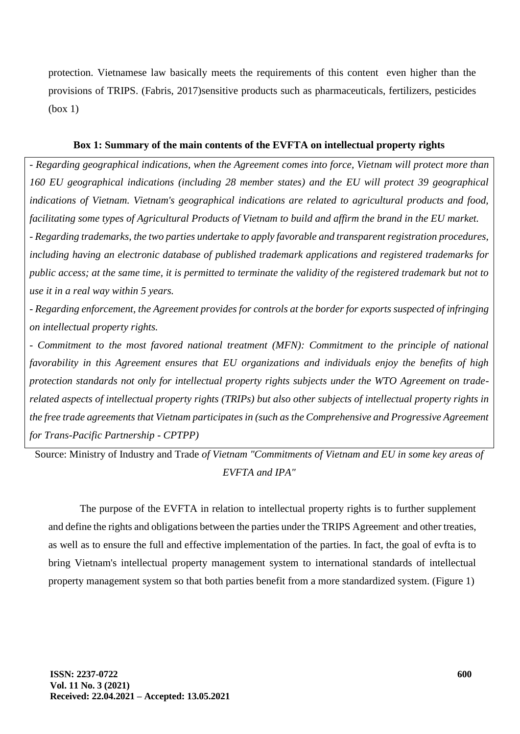protection. Vietnamese law basically meets the requirements of this content even higher than the provisions of TRIPS. (Fabris, 2017)sensitive products such as pharmaceuticals, fertilizers, pesticides (box 1)

**Box 1: Summary of the main contents of the EVFTA on intellectual property rights**

*- Regarding geographical indications, when the Agreement comes into force, Vietnam will protect more than 160 EU geographical indications (including 28 member states) and the EU will protect 39 geographical indications of Vietnam. Vietnam's geographical indications are related to agricultural products and food, facilitating some types of Agricultural Products of Vietnam to build and affirm the brand in the EU market.*

*- Regarding trademarks, the two parties undertake to apply favorable and transparent registration procedures, including having an electronic database of published trademark applications and registered trademarks for public access; at the same time, it is permitted to terminate the validity of the registered trademark but not to use it in a real way within 5 years.*

*- Regarding enforcement, the Agreement provides for controls at the border for exports suspected of infringing on intellectual property rights.*

*- Commitment to the most favored national treatment (MFN): Commitment to the principle of national favorability in this Agreement ensures that EU organizations and individuals enjoy the benefits of high protection standards not only for intellectual property rights subjects under the WTO Agreement on trade-related aspects of intellectual property rights (TRIPs) but also other subjects of intellectual property rights in the free trade agreements that Vietnam participates in (such as the Comprehensive and Progressive Agreement for Trans-Pacific Partnership - CPTPP)*

Source: Ministry of Industry and Trade *of Vietnam "Commitments of Vietnam and EU in some key areas of EVFTA and IPA"*

The purpose of the EVFTA in relation to intellectual property rights is to further supplement and define the rights and obligations between the parties under the TRIPS Agreement. and other treaties, as well as to ensure the full and effective implementation of the parties. In fact, the goal of evfta is to bring Vietnam's intellectual property management system to international standards of intellectual property management system so that both parties benefit from a more standardized system. (Figure 1)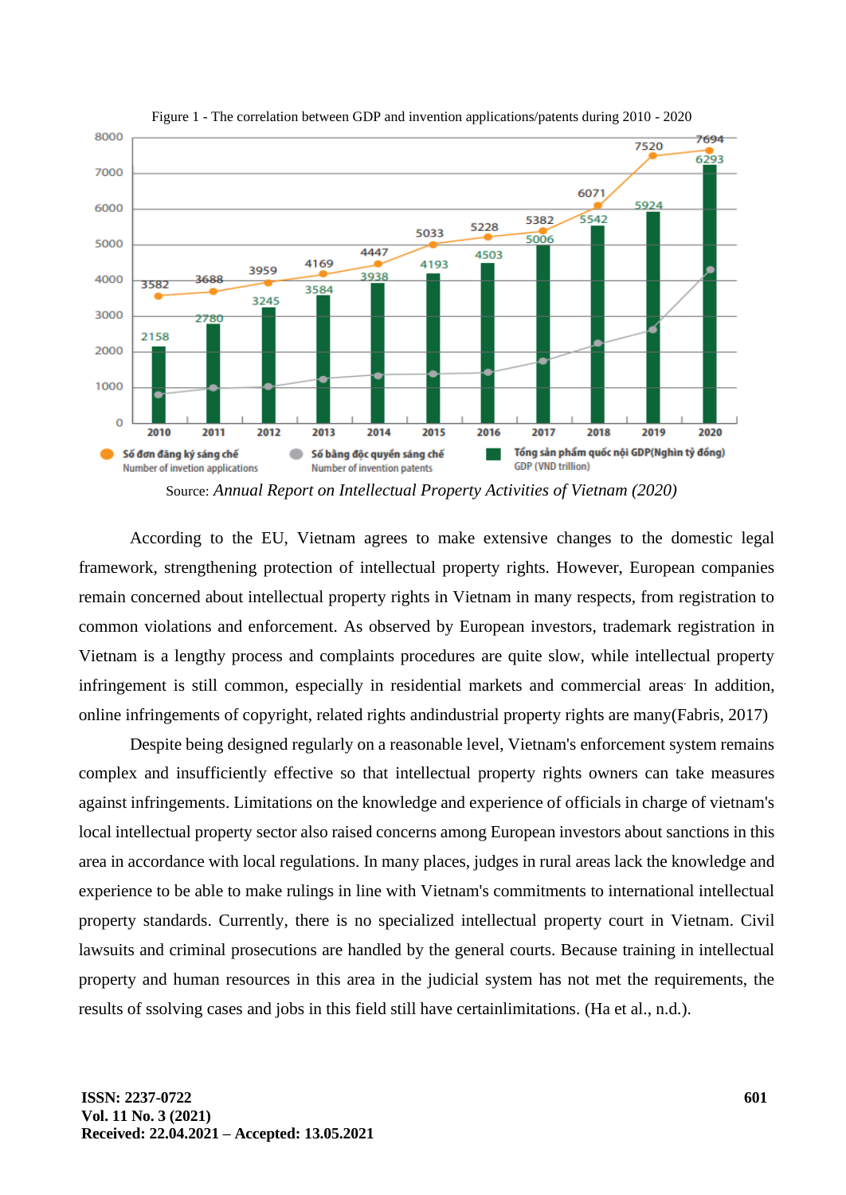Figure 1 - The correlation between GDP and invention applications/patents during 2010 - 2020

Source: *Annual Report on Intellectual Property Activities of Vietnam (2020)*

According to the EU, Vietnam agrees to make extensive changes to the domestic legal framework, strengthening protection of intellectual property rights. However, European companies remain concerned about intellectual property rights in Vietnam in many respects, from registration to common violations and enforcement. As observed by European investors, trademark registration in Vietnam is a lengthy process and complaints procedures are quite slow, while intellectual property infringement is still common, especially in residential markets and commercial areas. In addition, online infringements of copyright, related rights andindustrial property rights are many(Fabris, 2017)

Despite being designed regularly on a reasonable level, Vietnam's enforcement system remains complex and insufficiently effective so that intellectual property rights owners can take measures against infringements. Limitations on the knowledge and experience of officials in charge of vietnam's local intellectual property sector also raised concerns among European investors about sanctions in this area in accordance with local regulations. In many places, judges in rural areas lack the knowledge and experience to be able to make rulings in line with Vietnam's commitments to international intellectual property standards. Currently, there is no specialized intellectual property court in Vietnam. Civil lawsuits and criminal prosecutions are handled by the general courts. Because training in intellectual property and human resources in this area in the judicial system has not met the requirements, the results of ssolving cases and jobs in this field still have certainlimitations. (Ha et al., n.d.).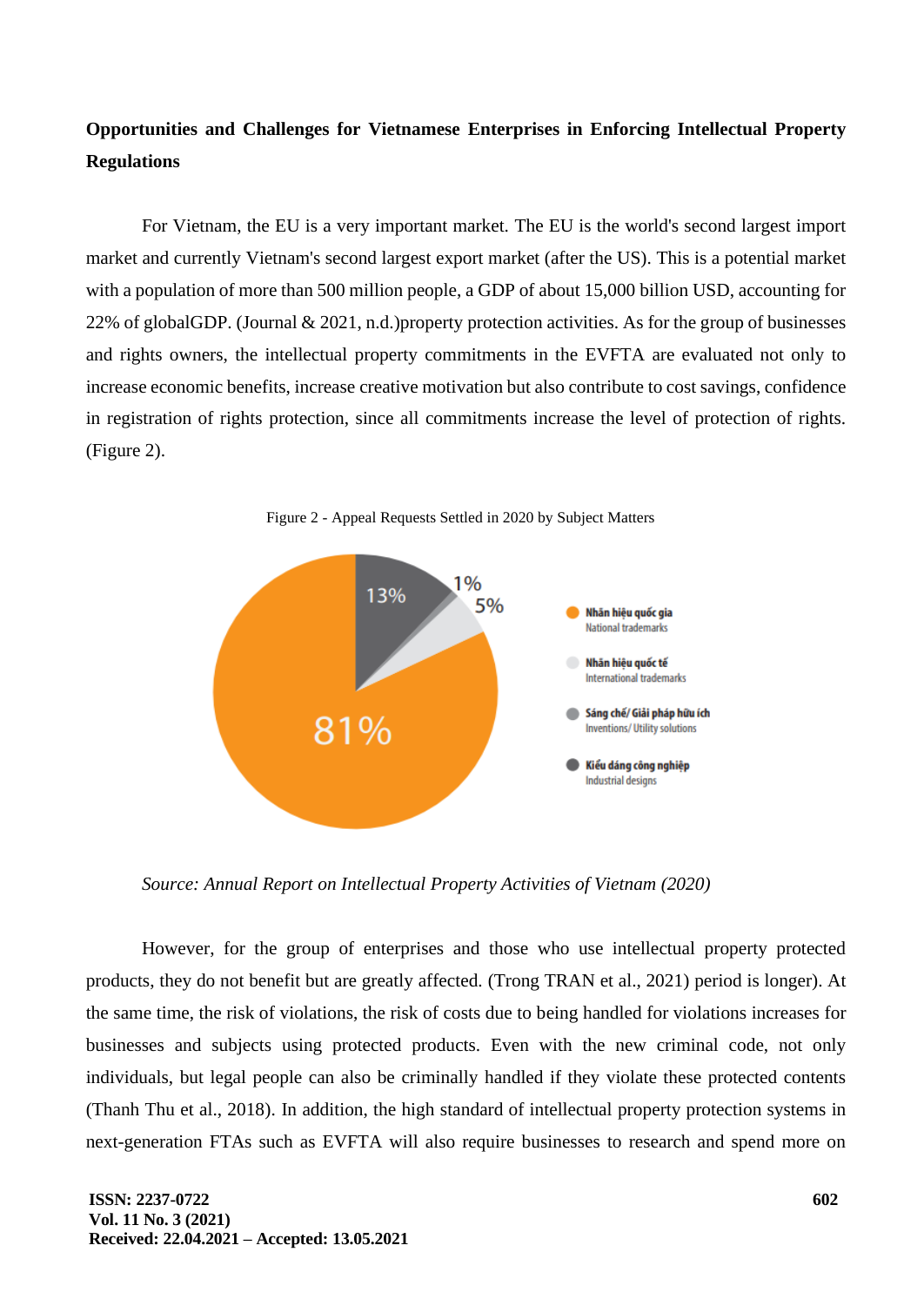**Opportunities and Challenges for Vietnamese Enterprises in Enforcing Intellectual Property Regulations**

For Vietnam, the EU is a very important market. The EU is the world's second largest import market and currently Vietnam's second largest export market (after the US). This is a potential market with a population of more than 500 million people, a GDP of about 15,000 billion USD, accounting for 22% of globalGDP. (Journal & 2021, n.d.)property protection activities. As for the group of businesses and rights owners, the intellectual property commitments in the EVFTA are evaluated not only to increase economic benefits, increase creative motivation but also contribute to cost savings, confidence in registration of rights protection, since all commitments increase the level of protection of rights. (Figure 2).

Figure 2 - Appeal Requests Settled in 2020 by Subject Matters

*Source: Annual Report on Intellectual Property Activities of Vietnam (2020)*

However, for the group of enterprises and those who use intellectual property protected products, they do not benefit but are greatly affected. (Trong TRAN et al., 2021) period is longer). At the same time, the risk of violations, the risk of costs due to being handled for violations increases for businesses and subjects using protected products. Even with the new criminal code, not only individuals, but legal people can also be criminally handled if they violate these protected contents (Thanh Thu et al., 2018). In addition, the high standard of intellectual property protection systems in next-generation FTAs such as EVFTA will also require businesses to research and spend more on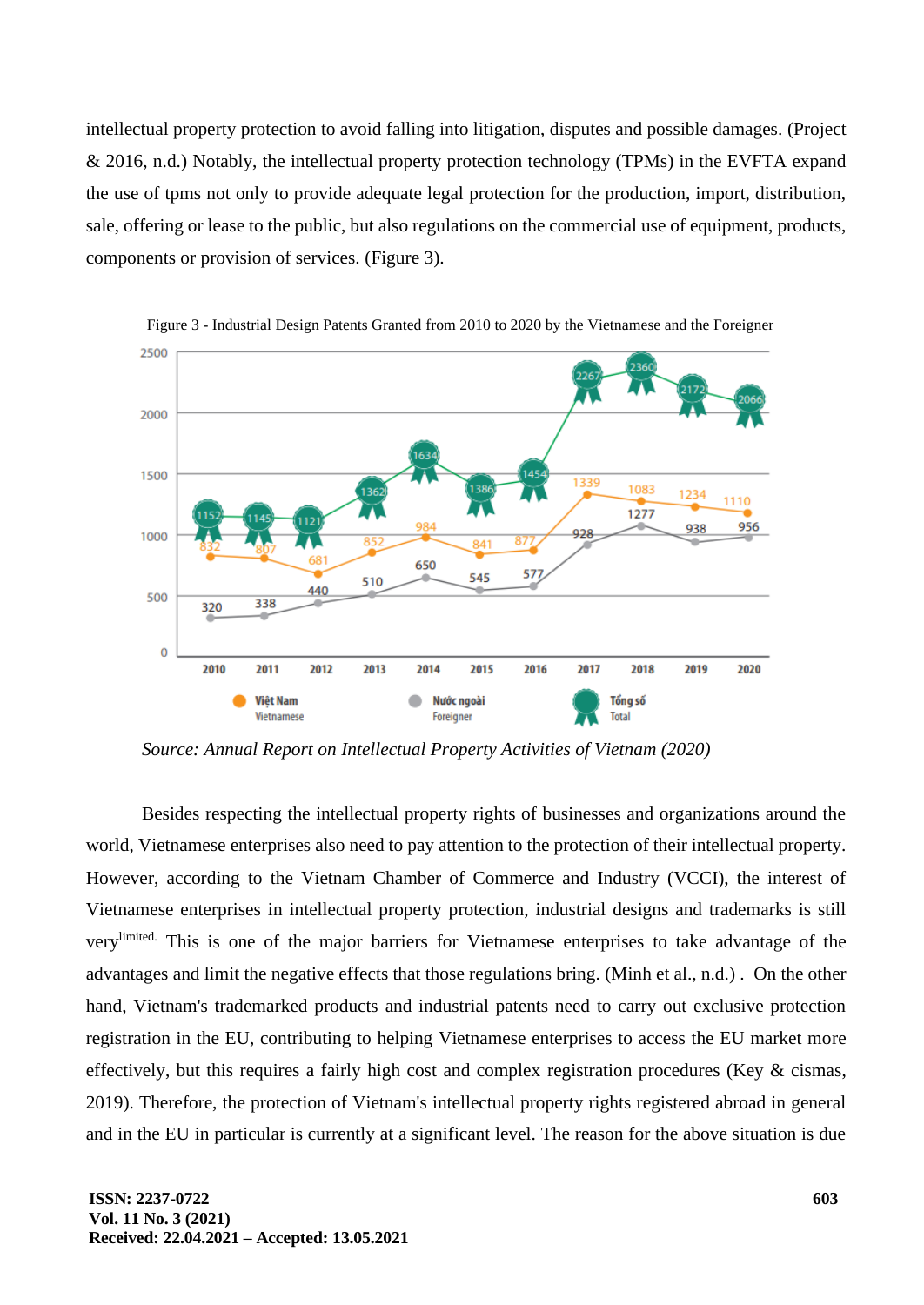intellectual property protection to avoid falling into litigation, disputes and possible damages. (Project & 2016, n.d.) Notably, the intellectual property protection technology (TPMs) in the EVFTA expand the use of tpms not only to provide adequate legal protection for the production, import, distribution, sale, offering or lease to the public, but also regulations on the commercial use of equipment, products, components or provision of services. (Figure 3).

Figure 3 - Industrial Design Patents Granted from 2010 to 2020 by the Vietnamese and the Foreigner

| Year | Việt Nam / Vietnamese | Nước ngoài / Foreigner | Tổng số / Total |
|---|---|---|---|
| 2010 | 832 | 320 | 1152 |
| 2011 | 807 | 338 | 1145 |
| 2012 | 681 | 440 | 1121 |
| 2013 | 852 | 510 | 1362 |
| 2014 | 984 | 650 | 1634 |
| 2015 | 841 | 545 | 1386 |
| 2016 | 877 | 577 | 1454 |
| 2017 | 1339 | 928 | 2267 |
| 2018 | 1083 | 1277 | 2360 |
| 2019 | 1234 | 938 | 2172 |
| 2020 | 1110 | 956 | 2066 |

*Source: Annual Report on Intellectual Property Activities of Vietnam (2020)*

Besides respecting the intellectual property rights of businesses and organizations around the world, Vietnamese enterprises also need to pay attention to the protection of their intellectual property. However, according to the Vietnam Chamber of Commerce and Industry (VCCI), the interest of Vietnamese enterprises in intellectual property protection, industrial designs and trademarks is still very[limited.] This is one of the major barriers for Vietnamese enterprises to take advantage of the advantages and limit the negative effects that those regulations bring. (Minh et al., n.d.) . On the other hand, Vietnam's trademarked products and industrial patents need to carry out exclusive protection registration in the EU, contributing to helping Vietnamese enterprises to access the EU market more effectively, but this requires a fairly high cost and complex registration procedures (Key & cismas, 2019). Therefore, the protection of Vietnam's intellectual property rights registered abroad in general and in the EU in particular is currently at a significant level. The reason for the above situation is due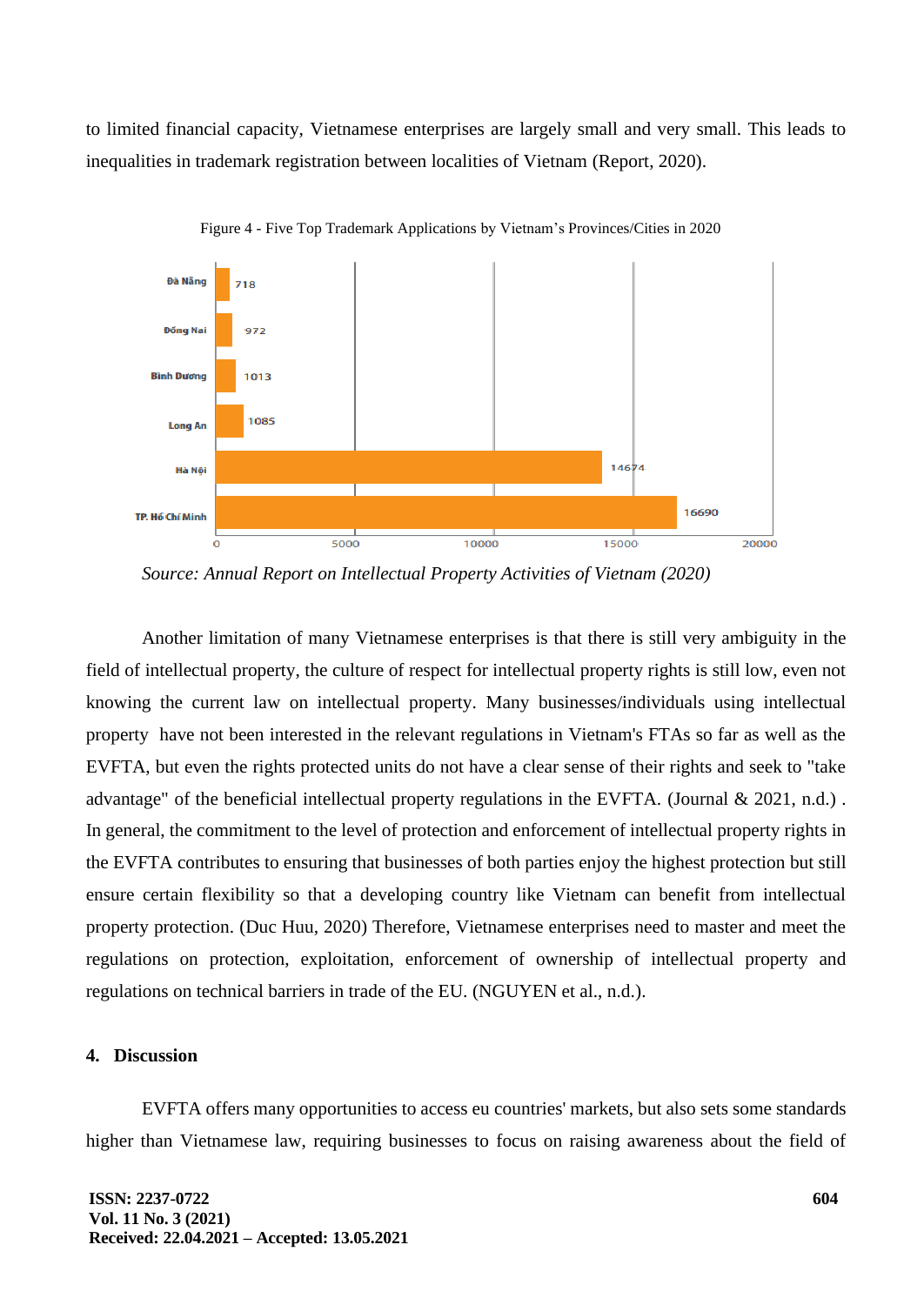to limited financial capacity, Vietnamese enterprises are largely small and very small. This leads to inequalities in trademark registration between localities of Vietnam (Report, 2020).

Figure 4 - Five Top Trademark Applications by Vietnam's Provinces/Cities in 2020

| Province/City | Trademark Applications |
|---|---|
| Đà Nẵng | 718 |
| Đồng Nai | 972 |
| Bình Dương | 1013 |
| Long An | 1085 |
| Hà Nội | 14674 |
| TP. Hồ Chí Minh | 16690 |

*Source: Annual Report on Intellectual Property Activities of Vietnam (2020)*

Another limitation of many Vietnamese enterprises is that there is still very ambiguity in the field of intellectual property, the culture of respect for intellectual property rights is still low, even not knowing the current law on intellectual property. Many businesses/individuals using intellectual property have not been interested in the relevant regulations in Vietnam's FTAs so far as well as the EVFTA, but even the rights protected units do not have a clear sense of their rights and seek to "take advantage" of the beneficial intellectual property regulations in the EVFTA. (Journal & 2021, n.d.) . In general, the commitment to the level of protection and enforcement of intellectual property rights in the EVFTA contributes to ensuring that businesses of both parties enjoy the highest protection but still ensure certain flexibility so that a developing country like Vietnam can benefit from intellectual property protection. (Duc Huu, 2020) Therefore, Vietnamese enterprises need to master and meet the regulations on protection, exploitation, enforcement of ownership of intellectual property and regulations on technical barriers in trade of the EU. (NGUYEN et al., n.d.).

## 4. Discussion

EVFTA offers many opportunities to access eu countries' markets, but also sets some standards higher than Vietnamese law, requiring businesses to focus on raising awareness about the field of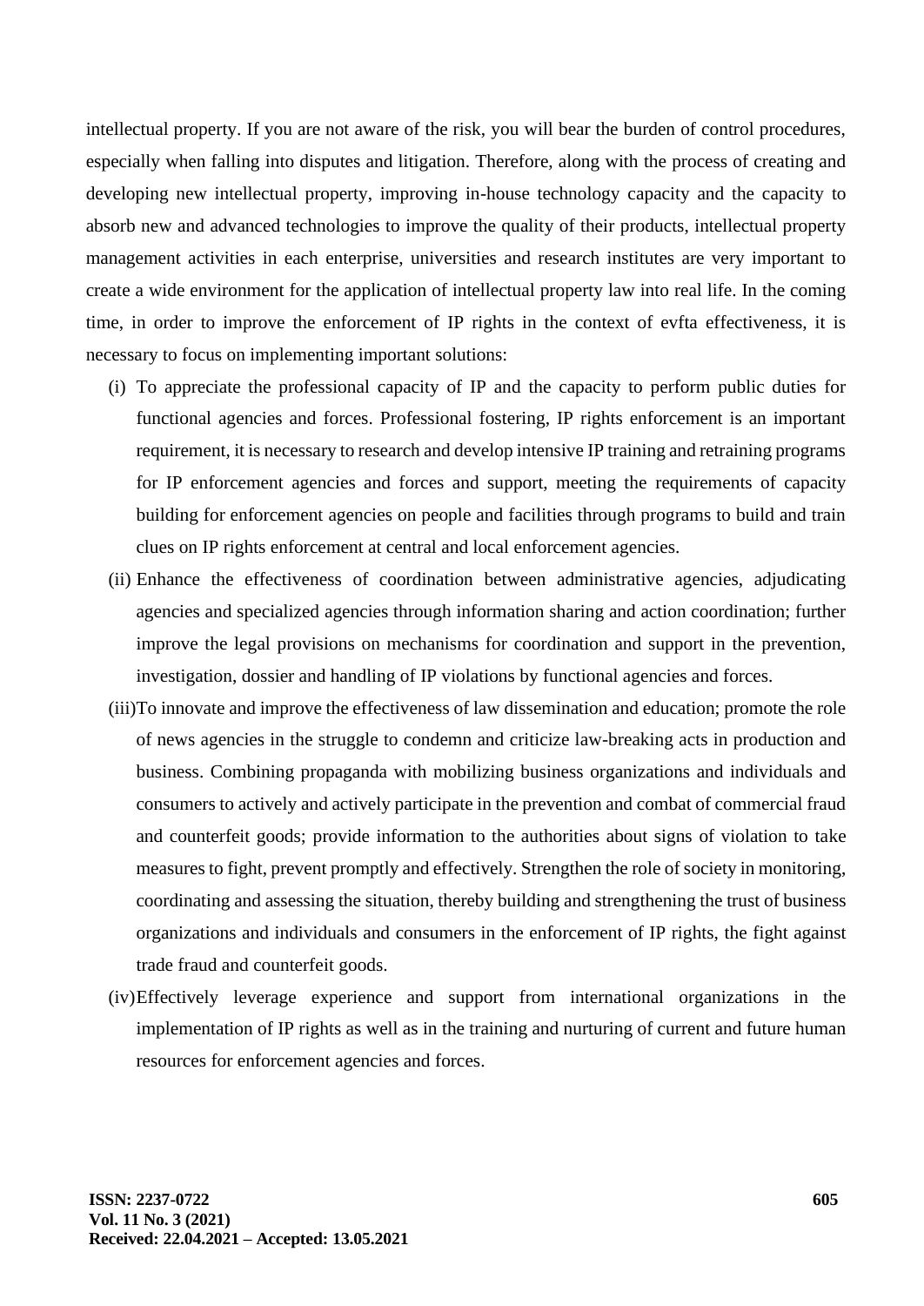intellectual property. If you are not aware of the risk, you will bear the burden of control procedures, especially when falling into disputes and litigation. Therefore, along with the process of creating and developing new intellectual property, improving in-house technology capacity and the capacity to absorb new and advanced technologies to improve the quality of their products, intellectual property management activities in each enterprise, universities and research institutes are very important to create a wide environment for the application of intellectual property law into real life. In the coming time, in order to improve the enforcement of IP rights in the context of evfta effectiveness, it is necessary to focus on implementing important solutions:

(i) To appreciate the professional capacity of IP and the capacity to perform public duties for functional agencies and forces. Professional fostering, IP rights enforcement is an important requirement, it is necessary to research and develop intensive IP training and retraining programs for IP enforcement agencies and forces and support, meeting the requirements of capacity building for enforcement agencies on people and facilities through programs to build and train clues on IP rights enforcement at central and local enforcement agencies.

(ii) Enhance the effectiveness of coordination between administrative agencies, adjudicating agencies and specialized agencies through information sharing and action coordination; further improve the legal provisions on mechanisms for coordination and support in the prevention, investigation, dossier and handling of IP violations by functional agencies and forces.

(iii) To innovate and improve the effectiveness of law dissemination and education; promote the role of news agencies in the struggle to condemn and criticize law-breaking acts in production and business. Combining propaganda with mobilizing business organizations and individuals and consumers to actively and actively participate in the prevention and combat of commercial fraud and counterfeit goods; provide information to the authorities about signs of violation to take measures to fight, prevent promptly and effectively. Strengthen the role of society in monitoring, coordinating and assessing the situation, thereby building and strengthening the trust of business organizations and individuals and consumers in the enforcement of IP rights, the fight against trade fraud and counterfeit goods.

(iv) Effectively leverage experience and support from international organizations in the implementation of IP rights as well as in the training and nurturing of current and future human resources for enforcement agencies and forces.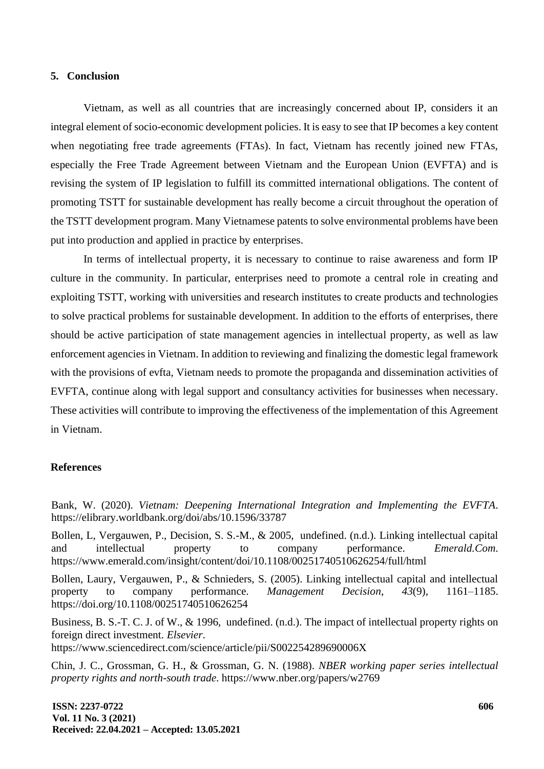## 5. Conclusion

Vietnam, as well as all countries that are increasingly concerned about IP, considers it an integral element of socio-economic development policies. It is easy to see that IP becomes a key content when negotiating free trade agreements (FTAs). In fact, Vietnam has recently joined new FTAs, especially the Free Trade Agreement between Vietnam and the European Union (EVFTA) and is revising the system of IP legislation to fulfill its committed international obligations. The content of promoting TSTT for sustainable development has really become a circuit throughout the operation of the TSTT development program. Many Vietnamese patents to solve environmental problems have been put into production and applied in practice by enterprises.

In terms of intellectual property, it is necessary to continue to raise awareness and form IP culture in the community. In particular, enterprises need to promote a central role in creating and exploiting TSTT, working with universities and research institutes to create products and technologies to solve practical problems for sustainable development. In addition to the efforts of enterprises, there should be active participation of state management agencies in intellectual property, as well as law enforcement agencies in Vietnam. In addition to reviewing and finalizing the domestic legal framework with the provisions of evfta, Vietnam needs to promote the propaganda and dissemination activities of EVFTA, continue along with legal support and consultancy activities for businesses when necessary. These activities will contribute to improving the effectiveness of the implementation of this Agreement in Vietnam.

## References

Bank, W. (2020). *Vietnam: Deepening International Integration and Implementing the EVFTA*. https://elibrary.worldbank.org/doi/abs/10.1596/33787

Bollen, L, Vergauwen, P., Decision, S. S.-M., & 2005, undefined. (n.d.). Linking intellectual capital and intellectual property to company performance. *Emerald.Com*. https://www.emerald.com/insight/content/doi/10.1108/00251740510626254/full/html

Bollen, Laury, Vergauwen, P., & Schnieders, S. (2005). Linking intellectual capital and intellectual property to company performance. *Management Decision*, *43*(9), 1161–1185. https://doi.org/10.1108/00251740510626254

Business, B. S.-T. C. J. of W., & 1996, undefined. (n.d.). The impact of intellectual property rights on foreign direct investment. *Elsevier*. https://www.sciencedirect.com/science/article/pii/S002254289690006X

Chin, J. C., Grossman, G. H., & Grossman, G. N. (1988). *NBER working paper series intellectual property rights and north-south trade*. https://www.nber.org/papers/w2769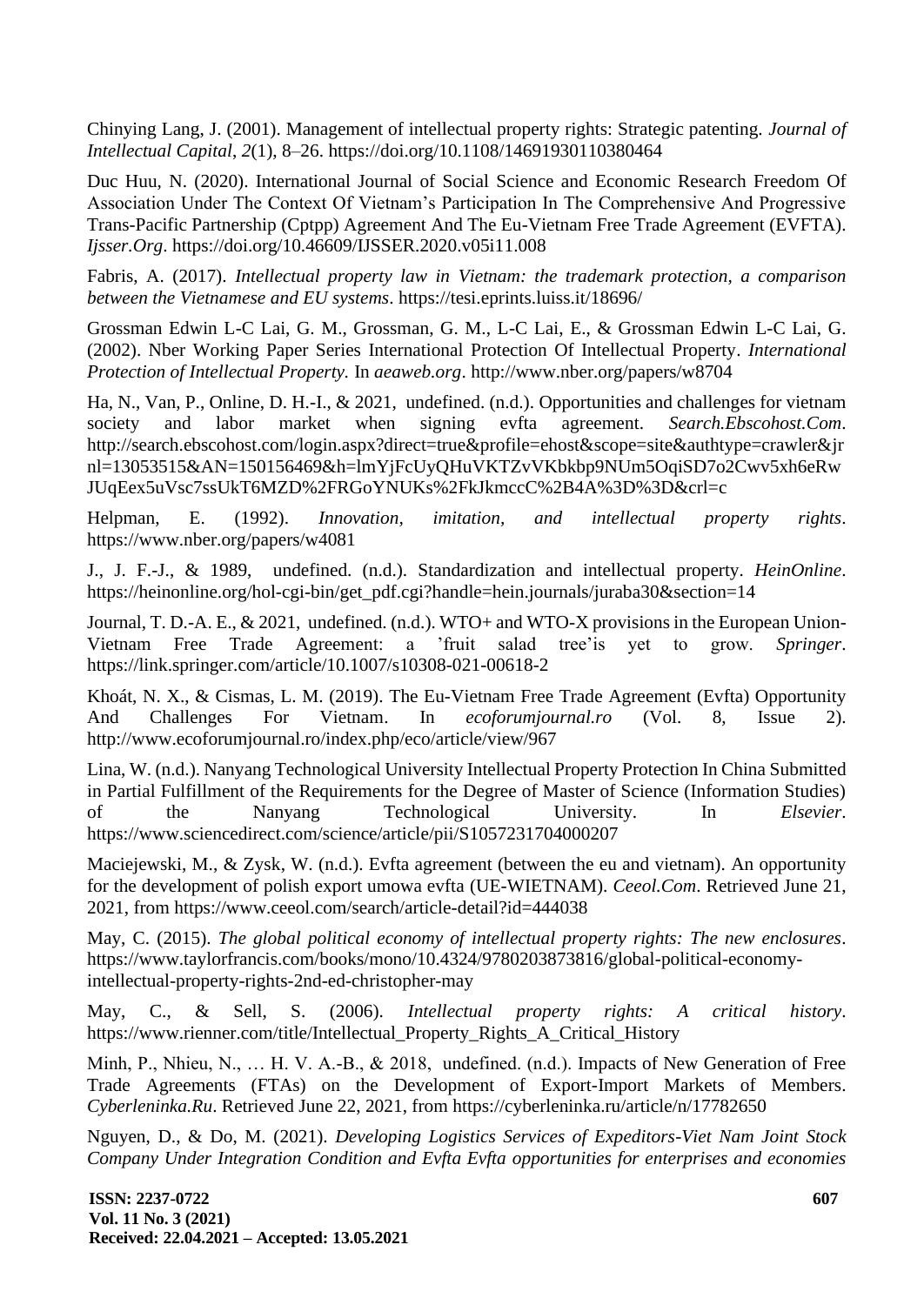Chinying Lang, J. (2001). Management of intellectual property rights: Strategic patenting. *Journal of Intellectual Capital*, *2*(1), 8–26. https://doi.org/10.1108/14691930110380464

Duc Huu, N. (2020). International Journal of Social Science and Economic Research Freedom Of Association Under The Context Of Vietnam's Participation In The Comprehensive And Progressive Trans-Pacific Partnership (Cptpp) Agreement And The Eu-Vietnam Free Trade Agreement (EVFTA). *Ijsser.Org*. https://doi.org/10.46609/IJSSER.2020.v05i11.008

Fabris, A. (2017). *Intellectual property law in Vietnam: the trademark protection, a comparison between the Vietnamese and EU systems*. https://tesi.eprints.luiss.it/18696/

Grossman Edwin L-C Lai, G. M., Grossman, G. M., L-C Lai, E., & Grossman Edwin L-C Lai, G. (2002). Nber Working Paper Series International Protection Of Intellectual Property. *International Protection of Intellectual Property.* In *aeaweb.org*. http://www.nber.org/papers/w8704

Ha, N., Van, P., Online, D. H.-I., & 2021, undefined. (n.d.). Opportunities and challenges for vietnam society and labor market when signing evfta agreement. *Search.Ebscohost.Com*. http://search.ebscohost.com/login.aspx?direct=true&profile=ehost&scope=site&authtype=crawler&jrnl=13053515&AN=150156469&h=lmYjFcUyQHuVKTZvVKbkbp9NUm5OqiSD7o2Cwv5xh6eRwJUqEex5uVsc7ssUkT6MZD%2FRGoYNUKs%2FkJkmccC%2B4A%3D%3D&crl=c

Helpman, E. (1992). *Innovation, imitation, and intellectual property rights*. https://www.nber.org/papers/w4081

J., J. F.-J., & 1989, undefined. (n.d.). Standardization and intellectual property. *HeinOnline*. https://heinonline.org/hol-cgi-bin/get_pdf.cgi?handle=hein.journals/juraba30&section=14

Journal, T. D.-A. E., & 2021, undefined. (n.d.). WTO+ and WTO-X provisions in the European Union-Vietnam Free Trade Agreement: a 'fruit salad tree'is yet to grow. *Springer*. https://link.springer.com/article/10.1007/s10308-021-00618-2

Khoát, N. X., & Cismas, L. M. (2019). The Eu-Vietnam Free Trade Agreement (Evfta) Opportunity And Challenges For Vietnam. In *ecoforumjournal.ro* (Vol. 8, Issue 2). http://www.ecoforumjournal.ro/index.php/eco/article/view/967

Lina, W. (n.d.). Nanyang Technological University Intellectual Property Protection In China Submitted in Partial Fulfillment of the Requirements for the Degree of Master of Science (Information Studies) of the Nanyang Technological University. In *Elsevier*. https://www.sciencedirect.com/science/article/pii/S1057231704000207

Maciejewski, M., & Zysk, W. (n.d.). Evfta agreement (between the eu and vietnam). An opportunity for the development of polish export umowa evfta (UE-WIETNAM). *Ceeol.Com*. Retrieved June 21, 2021, from https://www.ceeol.com/search/article-detail?id=444038

May, C. (2015). *The global political economy of intellectual property rights: The new enclosures*. https://www.taylorfrancis.com/books/mono/10.4324/9780203873816/global-political-economy-intellectual-property-rights-2nd-ed-christopher-may

May, C., & Sell, S. (2006). *Intellectual property rights: A critical history*. https://www.rienner.com/title/Intellectual_Property_Rights_A_Critical_History

Minh, P., Nhieu, N., … H. V. A.-B., & 2018, undefined. (n.d.). Impacts of New Generation of Free Trade Agreements (FTAs) on the Development of Export-Import Markets of Members. *Cyberleninka.Ru*. Retrieved June 22, 2021, from https://cyberleninka.ru/article/n/17782650

Nguyen, D., & Do, M. (2021). *Developing Logistics Services of Expeditors-Viet Nam Joint Stock Company Under Integration Condition and Evfta Evfta opportunities for enterprises and economies*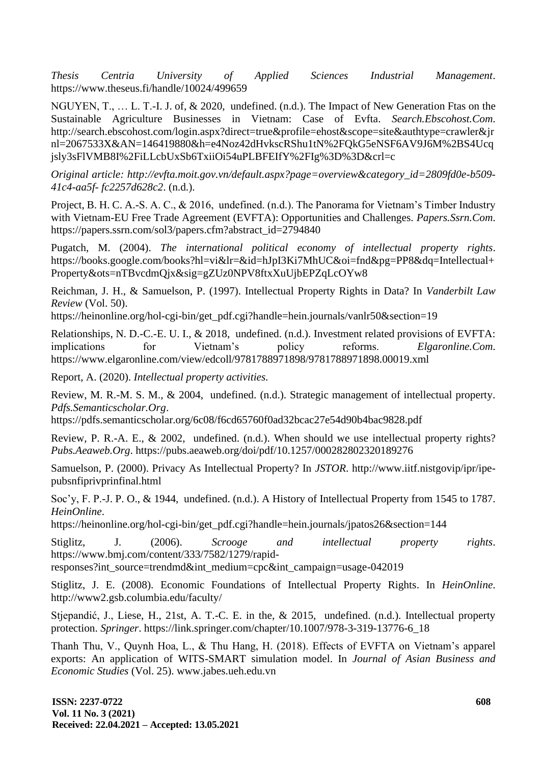*Thesis Centria University of Applied Sciences Industrial Management*. https://www.theseus.fi/handle/10024/499659

NGUYEN, T., … L. T.-I. J. of, & 2020, undefined. (n.d.). The Impact of New Generation Ftas on the Sustainable Agriculture Businesses in Vietnam: Case of Evfta. *Search.Ebscohost.Com*. http://search.ebscohost.com/login.aspx?direct=true&profile=ehost&scope=site&authtype=crawler&jrnl=2067533X&AN=146419880&h=e4Noz42dHvkscRShu1tN%2FQkG5eNSF6AV9J6M%2BS4Ucqjsly3sFlVMB8I%2FiLLcbUxSb6TxiiOi54uPLBFEIfY%2FIg%3D%3D&crl=c

*Original article: http://evfta.moit.gov.vn/default.aspx?page=overview&category_id=2809fd0e-b509-41c4-aa5f- fc2257d628c2*. (n.d.).

Project, B. H. C. A.-S. A. C., & 2016, undefined. (n.d.). The Panorama for Vietnam's Timber Industry with Vietnam-EU Free Trade Agreement (EVFTA): Opportunities and Challenges. *Papers.Ssrn.Com*. https://papers.ssrn.com/sol3/papers.cfm?abstract_id=2794840

Pugatch, M. (2004). *The international political economy of intellectual property rights*. https://books.google.com/books?hl=vi&lr=&id=hJpI3Ki7MhUC&oi=fnd&pg=PP8&dq=Intellectual+Property&ots=nTBvcdmQjx&sig=gZUz0NPV8ftxXuUjbEPZqLcOYw8

Reichman, J. H., & Samuelson, P. (1997). Intellectual Property Rights in Data? In *Vanderbilt Law Review* (Vol. 50). https://heinonline.org/hol-cgi-bin/get_pdf.cgi?handle=hein.journals/vanlr50&section=19

Relationships, N. D.-C.-E. U. I., & 2018, undefined. (n.d.). Investment related provisions of EVFTA: implications for Vietnam's policy reforms. *Elgaronline.Com*. https://www.elgaronline.com/view/edcoll/9781788971898/9781788971898.00019.xml

Report, A. (2020). *Intellectual property activities.*

Review, M. R.-M. S. M., & 2004, undefined. (n.d.). Strategic management of intellectual property. *Pdfs.Semanticscholar.Org*. https://pdfs.semanticscholar.org/6c08/f6cd65760f0ad32bcac27e54d90b4bac9828.pdf

Review, P. R.-A. E., & 2002, undefined. (n.d.). When should we use intellectual property rights? *Pubs.Aeaweb.Org*. https://pubs.aeaweb.org/doi/pdf/10.1257/000282802320189276

Samuelson, P. (2000). Privacy As Intellectual Property? In *JSTOR*. http://www.iitf.nistgovip/ipr/ipe-pubsnfiprivprinfinal.html

Soc'y, F. P.-J. P. O., & 1944, undefined. (n.d.). A History of Intellectual Property from 1545 to 1787. *HeinOnline*. https://heinonline.org/hol-cgi-bin/get_pdf.cgi?handle=hein.journals/jpatos26&section=144

Stiglitz, J. (2006). *Scrooge and intellectual property rights*. https://www.bmj.com/content/333/7582/1279/rapid-responses?int_source=trendmd&int_medium=cpc&int_campaign=usage-042019

Stiglitz, J. E. (2008). Economic Foundations of Intellectual Property Rights. In *HeinOnline*. http://www2.gsb.columbia.edu/faculty/

Stjepandić, J., Liese, H., 21st, A. T.-C. E. in the, & 2015, undefined. (n.d.). Intellectual property protection. *Springer*. https://link.springer.com/chapter/10.1007/978-3-319-13776-6_18

Thanh Thu, V., Quynh Hoa, L., & Thu Hang, H. (2018). Effects of EVFTA on Vietnam's apparel exports: An application of WITS-SMART simulation model. In *Journal of Asian Business and Economic Studies* (Vol. 25). www.jabes.ueh.edu.vn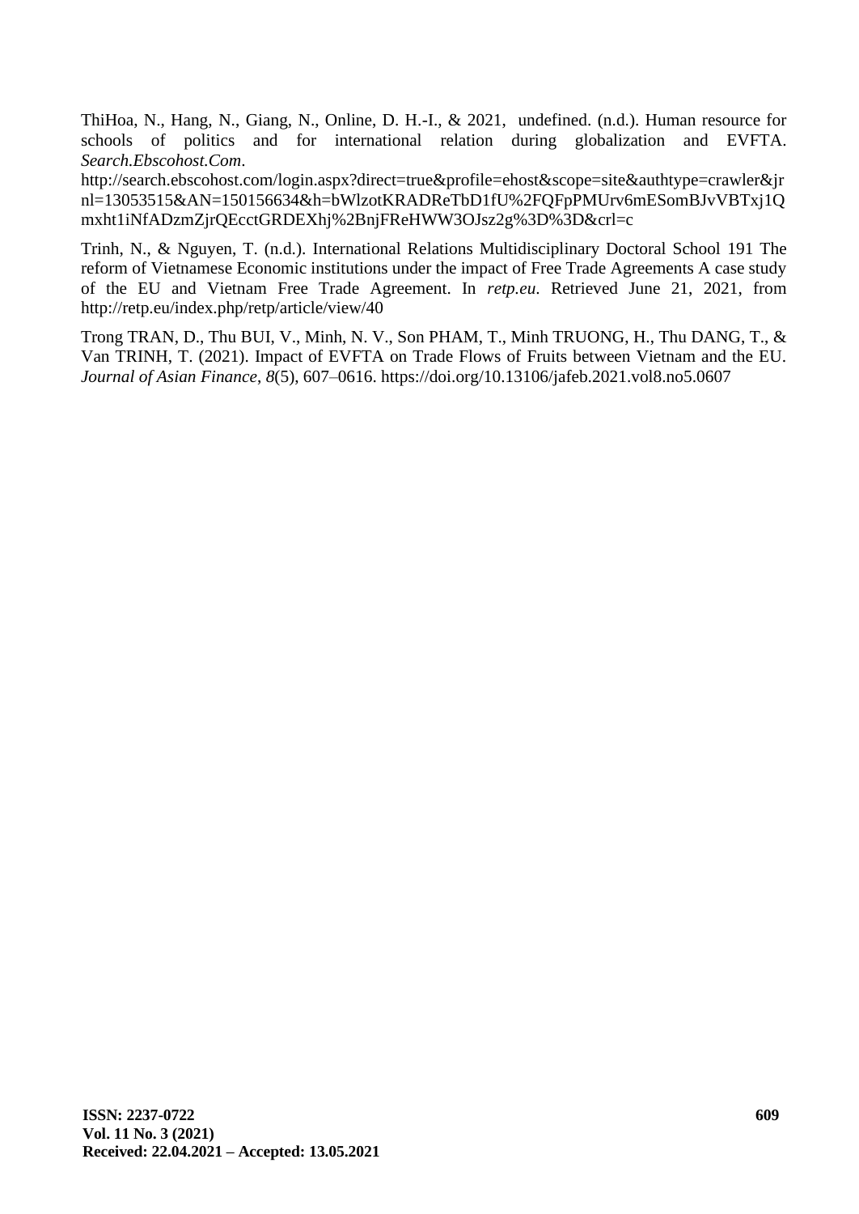ThiHoa, N., Hang, N., Giang, N., Online, D. H.-I., & 2021, undefined. (n.d.). Human resource for schools of politics and for international relation during globalization and EVFTA. *Search.Ebscohost.Com*. http://search.ebscohost.com/login.aspx?direct=true&profile=ehost&scope=site&authtype=crawler&jrnl=13053515&AN=150156634&h=bWlzotKRADReTbD1fU%2FQFpPMUrv6mESomBJvVBTxj1Qmxht1iNfADzmZjrQEcctGRDEXhj%2BnjFReHWW3OJsz2g%3D%3D&crl=c

Trinh, N., & Nguyen, T. (n.d.). International Relations Multidisciplinary Doctoral School 191 The reform of Vietnamese Economic institutions under the impact of Free Trade Agreements A case study of the EU and Vietnam Free Trade Agreement. In *retp.eu*. Retrieved June 21, 2021, from http://retp.eu/index.php/retp/article/view/40

Trong TRAN, D., Thu BUI, V., Minh, N. V., Son PHAM, T., Minh TRUONG, H., Thu DANG, T., & Van TRINH, T. (2021). Impact of EVFTA on Trade Flows of Fruits between Vietnam and the EU. *Journal of Asian Finance*, *8*(5), 607–0616. https://doi.org/10.13106/jafeb.2021.vol8.no5.0607

**ISSN: 2237-0722**
**Vol. 11 No. 3 (2021)**
**Received: 22.04.2021 – Accepted: 13.05.2021**